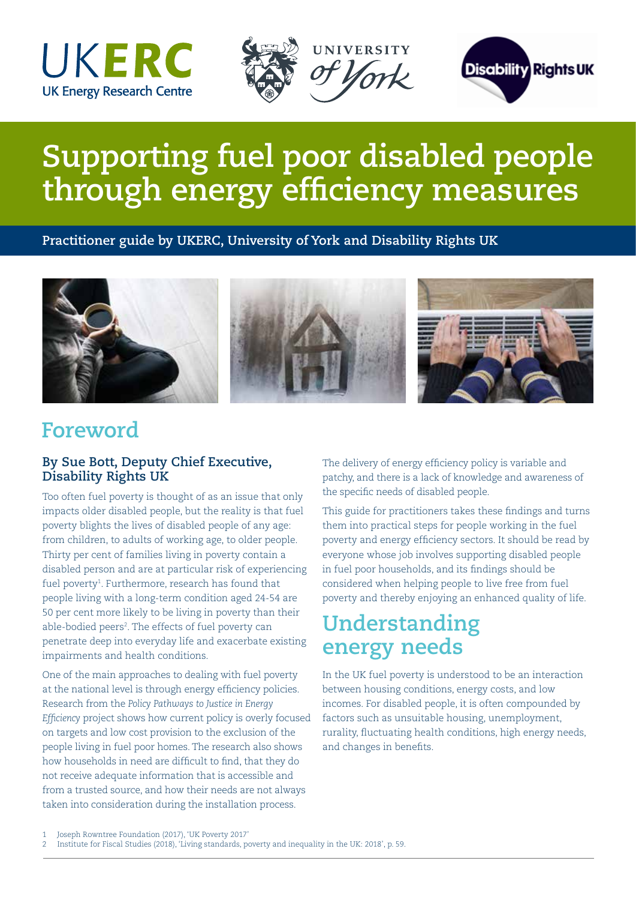# Supporting fuel poor disabled people through energy efficiency measures

**Practitioner guide by UKERC, University of York and Disability Rights UK**

## Foreword

### By Sue Bott, Deputy Chief Executive, Disability Rights UK

Too often fuel poverty is thought of as an issue that only impacts older disabled people, but the reality is that fuel poverty blights the lives of disabled people of any age: from children, to adults of working age, to older people. Thirty per cent of families living in poverty contain a disabled person and are at particular risk of experiencing fuel poverty[1]. Furthermore, research has found that people living with a long-term condition aged 24-54 are 50 per cent more likely to be living in poverty than their able-bodied peers[2]. The effects of fuel poverty can penetrate deep into everyday life and exacerbate existing impairments and health conditions.

One of the main approaches to dealing with fuel poverty at the national level is through energy efficiency policies. Research from the *Policy Pathways to Justice in Energy Efficiency* project shows how current policy is overly focused on targets and low cost provision to the exclusion of the people living in fuel poor homes. The research also shows how households in need are difficult to find, that they do not receive adequate information that is accessible and from a trusted source, and how their needs are not always taken into consideration during the installation process.

The delivery of energy efficiency policy is variable and patchy, and there is a lack of knowledge and awareness of the specific needs of disabled people.

This guide for practitioners takes these findings and turns them into practical steps for people working in the fuel poverty and energy efficiency sectors. It should be read by everyone whose job involves supporting disabled people in fuel poor households, and its findings should be considered when helping people to live free from fuel poverty and thereby enjoying an enhanced quality of life.

## Understanding energy needs

In the UK fuel poverty is understood to be an interaction between housing conditions, energy costs, and low incomes. For disabled people, it is often compounded by factors such as unsuitable housing, unemployment, rurality, fluctuating health conditions, high energy needs, and changes in benefits.

1 Joseph Rowntree Foundation (2017), 'UK Poverty 2017'

2 Institute for Fiscal Studies (2018), 'Living standards, poverty and inequality in the UK: 2018', p. 59.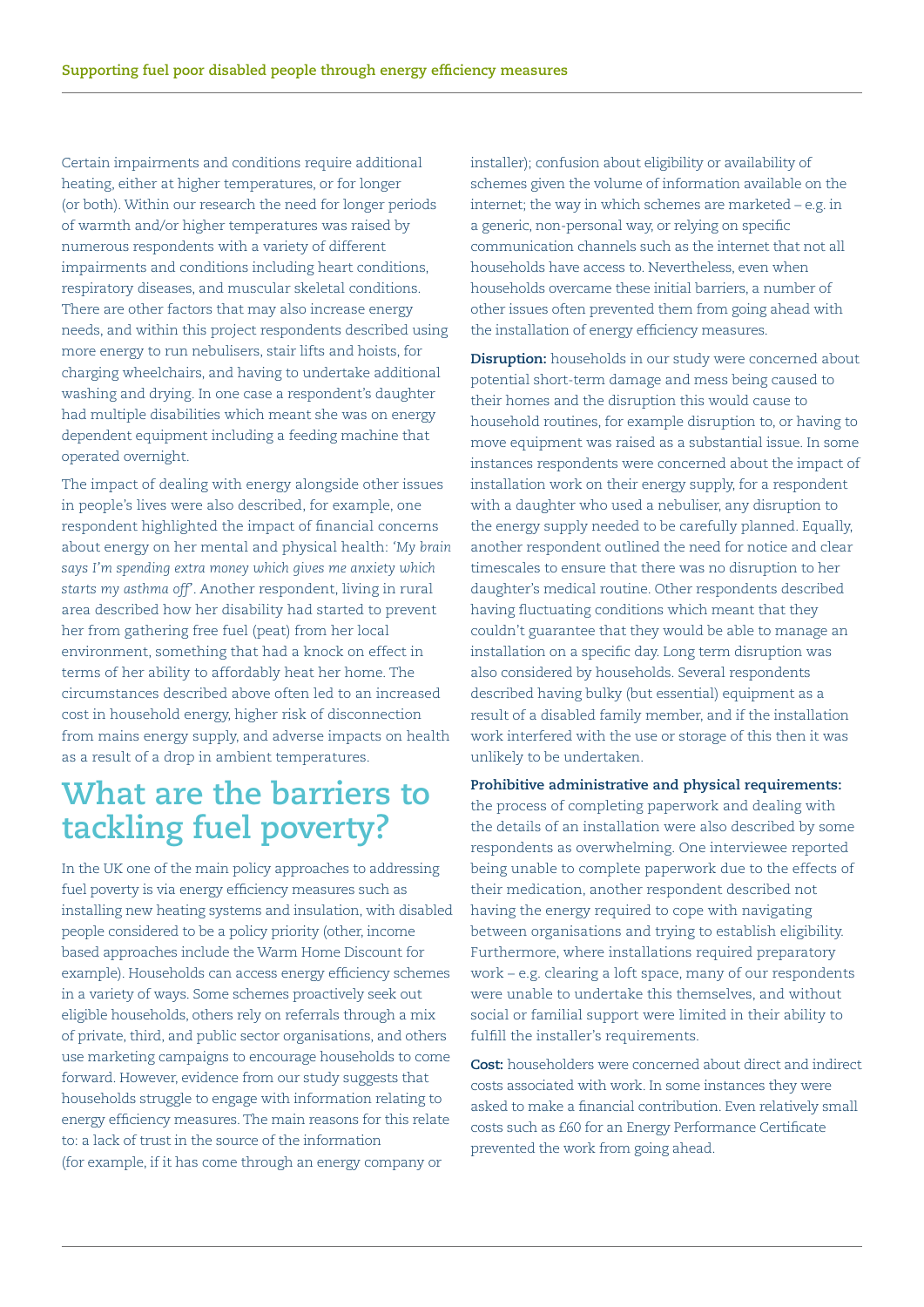Certain impairments and conditions require additional heating, either at higher temperatures, or for longer (or both). Within our research the need for longer periods of warmth and/or higher temperatures was raised by numerous respondents with a variety of different impairments and conditions including heart conditions, respiratory diseases, and muscular skeletal conditions. There are other factors that may also increase energy needs, and within this project respondents described using more energy to run nebulisers, stair lifts and hoists, for charging wheelchairs, and having to undertake additional washing and drying. In one case a respondent's daughter had multiple disabilities which meant she was on energy dependent equipment including a feeding machine that operated overnight.

The impact of dealing with energy alongside other issues in people's lives were also described, for example, one respondent highlighted the impact of financial concerns about energy on her mental and physical health: *'My brain says I'm spending extra money which gives me anxiety which starts my asthma off'*. Another respondent, living in rural area described how her disability had started to prevent her from gathering free fuel (peat) from her local environment, something that had a knock on effect in terms of her ability to affordably heat her home. The circumstances described above often led to an increased cost in household energy, higher risk of disconnection from mains energy supply, and adverse impacts on health as a result of a drop in ambient temperatures.

## What are the barriers to tackling fuel poverty?

In the UK one of the main policy approaches to addressing fuel poverty is via energy efficiency measures such as installing new heating systems and insulation, with disabled people considered to be a policy priority (other, income based approaches include the Warm Home Discount for example). Households can access energy efficiency schemes in a variety of ways. Some schemes proactively seek out eligible households, others rely on referrals through a mix of private, third, and public sector organisations, and others use marketing campaigns to encourage households to come forward. However, evidence from our study suggests that households struggle to engage with information relating to energy efficiency measures. The main reasons for this relate to: a lack of trust in the source of the information (for example, if it has come through an energy company or installer); confusion about eligibility or availability of schemes given the volume of information available on the internet; the way in which schemes are marketed – e.g. in a generic, non-personal way, or relying on specific communication channels such as the internet that not all households have access to. Nevertheless, even when households overcame these initial barriers, a number of other issues often prevented them from going ahead with the installation of energy efficiency measures.

**Disruption:** households in our study were concerned about potential short-term damage and mess being caused to their homes and the disruption this would cause to household routines, for example disruption to, or having to move equipment was raised as a substantial issue. In some instances respondents were concerned about the impact of installation work on their energy supply, for a respondent with a daughter who used a nebuliser, any disruption to the energy supply needed to be carefully planned. Equally, another respondent outlined the need for notice and clear timescales to ensure that there was no disruption to her daughter's medical routine. Other respondents described having fluctuating conditions which meant that they couldn't guarantee that they would be able to manage an installation on a specific day. Long term disruption was also considered by households. Several respondents described having bulky (but essential) equipment as a result of a disabled family member, and if the installation work interfered with the use or storage of this then it was unlikely to be undertaken.

**Prohibitive administrative and physical requirements:** the process of completing paperwork and dealing with the details of an installation were also described by some respondents as overwhelming. One interviewee reported being unable to complete paperwork due to the effects of their medication, another respondent described not having the energy required to cope with navigating between organisations and trying to establish eligibility. Furthermore, where installations required preparatory work – e.g. clearing a loft space, many of our respondents were unable to undertake this themselves, and without social or familial support were limited in their ability to fulfill the installer's requirements.

**Cost:** householders were concerned about direct and indirect costs associated with work. In some instances they were asked to make a financial contribution. Even relatively small costs such as £60 for an Energy Performance Certificate prevented the work from going ahead.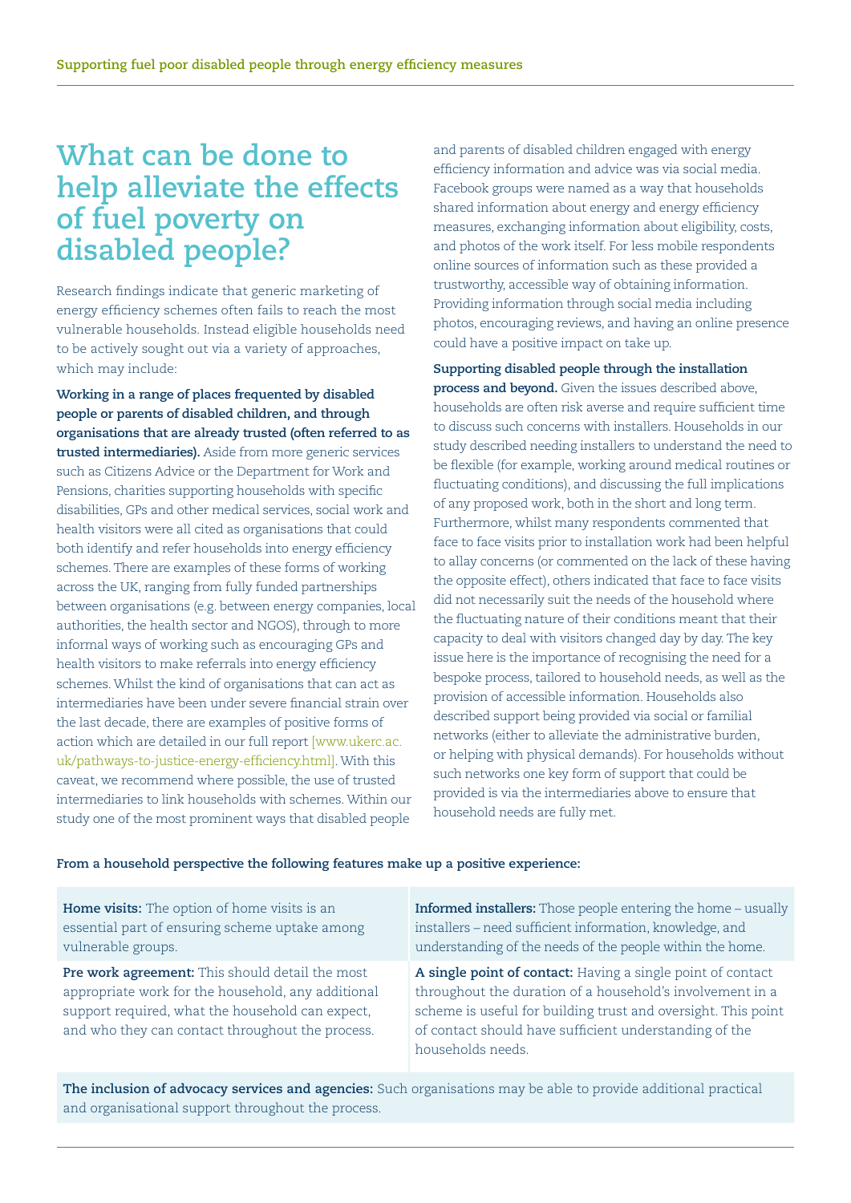# What can be done to help alleviate the effects of fuel poverty on disabled people?

Research findings indicate that generic marketing of energy efficiency schemes often fails to reach the most vulnerable households. Instead eligible households need to be actively sought out via a variety of approaches, which may include:

**Working in a range of places frequented by disabled people or parents of disabled children, and through organisations that are already trusted (often referred to as trusted intermediaries).** Aside from more generic services such as Citizens Advice or the Department for Work and Pensions, charities supporting households with specific disabilities, GPs and other medical services, social work and health visitors were all cited as organisations that could both identify and refer households into energy efficiency schemes. There are examples of these forms of working across the UK, ranging from fully funded partnerships between organisations (e.g. between energy companies, local authorities, the health sector and NGOS), through to more informal ways of working such as encouraging GPs and health visitors to make referrals into energy efficiency schemes. Whilst the kind of organisations that can act as intermediaries have been under severe financial strain over the last decade, there are examples of positive forms of action which are detailed in our full report [www.ukerc.ac.uk/pathways-to-justice-energy-efficiency.html]. With this caveat, we recommend where possible, the use of trusted intermediaries to link households with schemes. Within our study one of the most prominent ways that disabled people and parents of disabled children engaged with energy efficiency information and advice was via social media. Facebook groups were named as a way that households shared information about energy and energy efficiency measures, exchanging information about eligibility, costs, and photos of the work itself. For less mobile respondents online sources of information such as these provided a trustworthy, accessible way of obtaining information. Providing information through social media including photos, encouraging reviews, and having an online presence could have a positive impact on take up.

**Supporting disabled people through the installation process and beyond.** Given the issues described above, households are often risk averse and require sufficient time to discuss such concerns with installers. Households in our study described needing installers to understand the need to be flexible (for example, working around medical routines or fluctuating conditions), and discussing the full implications of any proposed work, both in the short and long term. Furthermore, whilst many respondents commented that face to face visits prior to installation work had been helpful to allay concerns (or commented on the lack of these having the opposite effect), others indicated that face to face visits did not necessarily suit the needs of the household where the fluctuating nature of their conditions meant that their capacity to deal with visitors changed day by day. The key issue here is the importance of recognising the need for a bespoke process, tailored to household needs, as well as the provision of accessible information. Households also described support being provided via social or familial networks (either to alleviate the administrative burden, or helping with physical demands). For households without such networks one key form of support that could be provided is via the intermediaries above to ensure that household needs are fully met.

**From a household perspective the following features make up a positive experience:**

**Home visits:** The option of home visits is an essential part of ensuring scheme uptake among vulnerable groups.

**Informed installers:** Those people entering the home – usually installers – need sufficient information, knowledge, and understanding of the needs of the people within the home.

**Pre work agreement:** This should detail the most appropriate work for the household, any additional support required, what the household can expect, and who they can contact throughout the process.

**A single point of contact:** Having a single point of contact throughout the duration of a household's involvement in a scheme is useful for building trust and oversight. This point of contact should have sufficient understanding of the households needs.

**The inclusion of advocacy services and agencies:** Such organisations may be able to provide additional practical and organisational support throughout the process.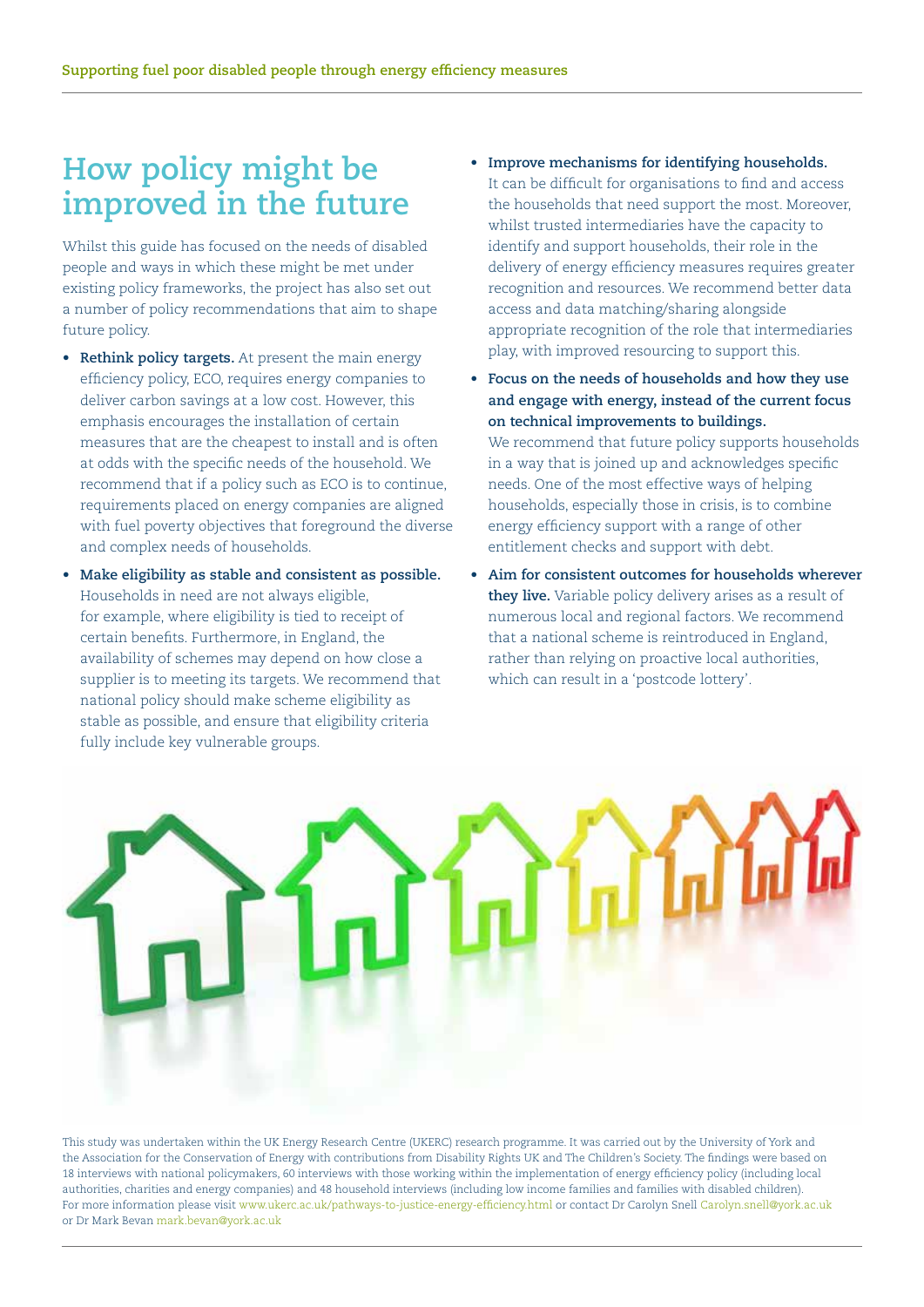# How policy might be improved in the future

Whilst this guide has focused on the needs of disabled people and ways in which these might be met under existing policy frameworks, the project has also set out a number of policy recommendations that aim to shape future policy.

- **Rethink policy targets.** At present the main energy efficiency policy, ECO, requires energy companies to deliver carbon savings at a low cost. However, this emphasis encourages the installation of certain measures that are the cheapest to install and is often at odds with the specific needs of the household. We recommend that if a policy such as ECO is to continue, requirements placed on energy companies are aligned with fuel poverty objectives that foreground the diverse and complex needs of households.
- **Make eligibility as stable and consistent as possible.** Households in need are not always eligible, for example, where eligibility is tied to receipt of certain benefits. Furthermore, in England, the availability of schemes may depend on how close a supplier is to meeting its targets. We recommend that national policy should make scheme eligibility as stable as possible, and ensure that eligibility criteria fully include key vulnerable groups.
- **Improve mechanisms for identifying households.** It can be difficult for organisations to find and access the households that need support the most. Moreover, whilst trusted intermediaries have the capacity to identify and support households, their role in the delivery of energy efficiency measures requires greater recognition and resources. We recommend better data access and data matching/sharing alongside appropriate recognition of the role that intermediaries play, with improved resourcing to support this.
- **Focus on the needs of households and how they use and engage with energy, instead of the current focus on technical improvements to buildings.** We recommend that future policy supports households in a way that is joined up and acknowledges specific needs. One of the most effective ways of helping households, especially those in crisis, is to combine energy efficiency support with a range of other entitlement checks and support with debt.
- **Aim for consistent outcomes for households wherever they live.** Variable policy delivery arises as a result of numerous local and regional factors. We recommend that a national scheme is reintroduced in England, rather than relying on proactive local authorities, which can result in a 'postcode lottery'.

This study was undertaken within the UK Energy Research Centre (UKERC) research programme. It was carried out by the University of York and the Association for the Conservation of Energy with contributions from Disability Rights UK and The Children's Society. The findings were based on 18 interviews with national policymakers, 60 interviews with those working within the implementation of energy efficiency policy (including local authorities, charities and energy companies) and 48 household interviews (including low income families and families with disabled children). For more information please visit www.ukerc.ac.uk/pathways-to-justice-energy-efficiency.html or contact Dr Carolyn Snell Carolyn.snell@york.ac.uk or Dr Mark Bevan mark.bevan@york.ac.uk